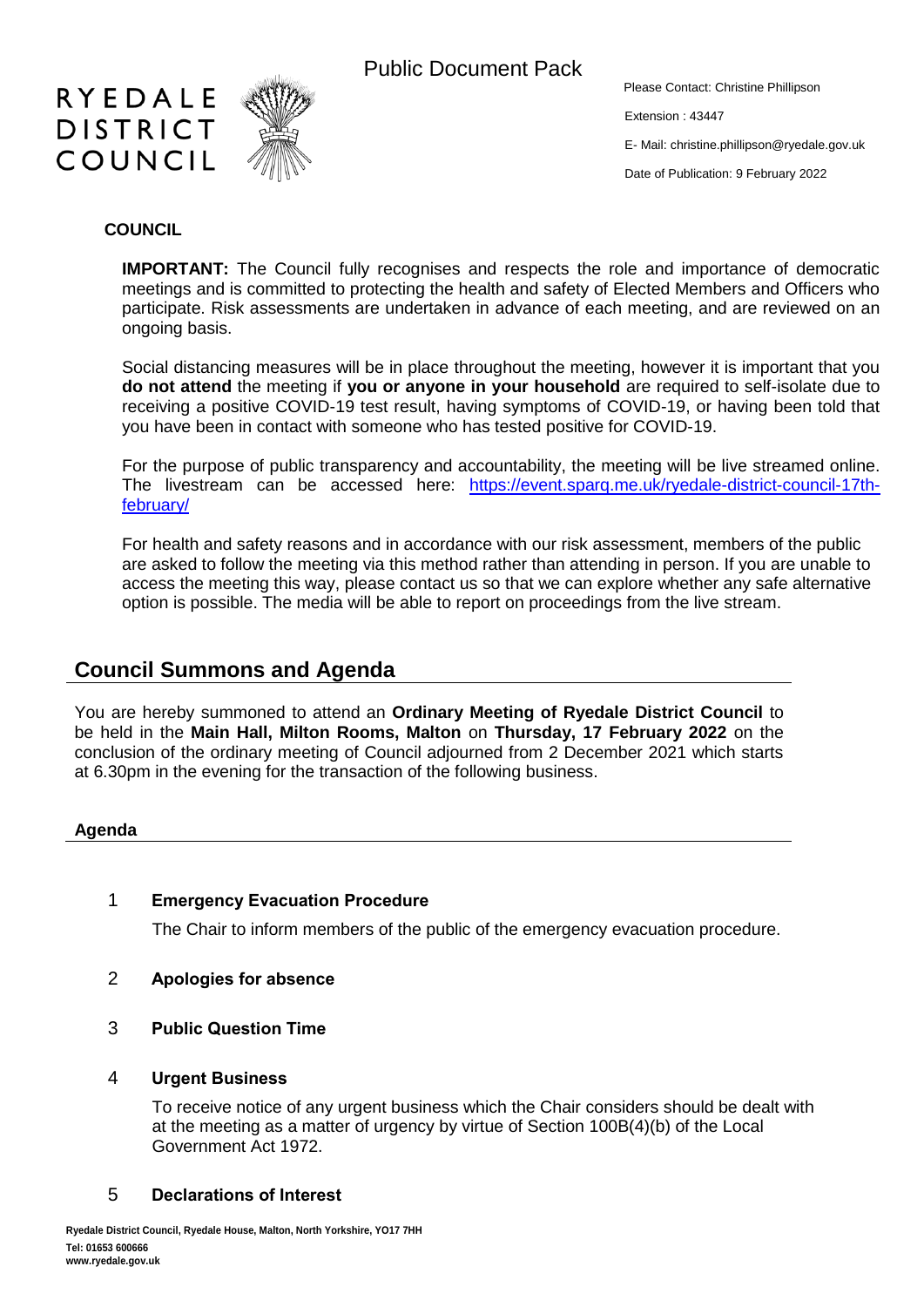Public Document Pack

RYEDALE DISTRICT COUNCIL

Please Contact: Christine Phillipson

Extension : 43447

E- Mail: christine.phillipson@ryedale.gov.uk

Date of Publication: 9 February 2022

**COUNCIL**

**IMPORTANT:** The Council fully recognises and respects the role and importance of democratic meetings and is committed to protecting the health and safety of Elected Members and Officers who participate. Risk assessments are undertaken in advance of each meeting, and are reviewed on an ongoing basis.

Social distancing measures will be in place throughout the meeting, however it is important that you **do not attend** the meeting if **you or anyone in your household** are required to self-isolate due to receiving a positive COVID-19 test result, having symptoms of COVID-19, or having been told that you have been in contact with someone who has tested positive for COVID-19.

For the purpose of public transparency and accountability, the meeting will be live streamed online. The livestream can be accessed here: [https://event.sparq.me.uk/ryedale-district-council-17th-february/](https://event.sparq.me.uk/ryedale-district-council-17th-february/)

For health and safety reasons and in accordance with our risk assessment, members of the public are asked to follow the meeting via this method rather than attending in person. If you are unable to access the meeting this way, please contact us so that we can explore whether any safe alternative option is possible. The media will be able to report on proceedings from the live stream.

## Council Summons and Agenda

You are hereby summoned to attend an **Ordinary Meeting of Ryedale District Council** to be held in the **Main Hall, Milton Rooms, Malton** on **Thursday, 17 February 2022** on the conclusion of the ordinary meeting of Council adjourned from 2 December 2021 which starts at 6.30pm in the evening for the transaction of the following business.

### Agenda

1 **Emergency Evacuation Procedure**

The Chair to inform members of the public of the emergency evacuation procedure.

2 **Apologies for absence**

3 **Public Question Time**

4 **Urgent Business**

To receive notice of any urgent business which the Chair considers should be dealt with at the meeting as a matter of urgency by virtue of Section 100B(4)(b) of the Local Government Act 1972.

5 **Declarations of Interest**

Ryedale District Council, Ryedale House, Malton, North Yorkshire, YO17 7HH
Tel: 01653 600666
www.ryedale.gov.uk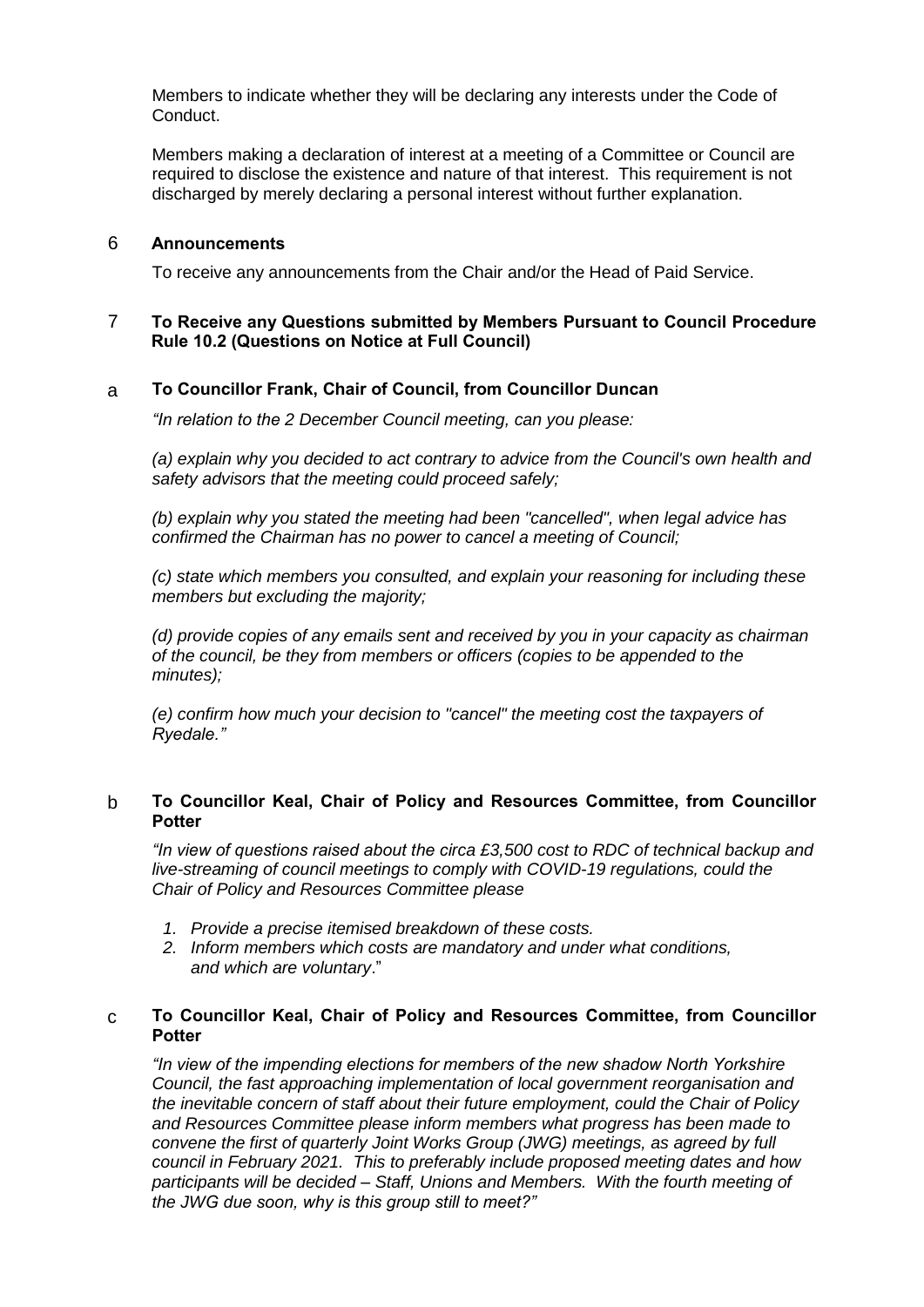Members to indicate whether they will be declaring any interests under the Code of Conduct.

Members making a declaration of interest at a meeting of a Committee or Council are required to disclose the existence and nature of that interest. This requirement is not discharged by merely declaring a personal interest without further explanation.

## 6 Announcements

To receive any announcements from the Chair and/or the Head of Paid Service.

## 7 To Receive any Questions submitted by Members Pursuant to Council Procedure Rule 10.2 (Questions on Notice at Full Council)

### a To Councillor Frank, Chair of Council, from Councillor Duncan

*"In relation to the 2 December Council meeting, can you please:*

*(a) explain why you decided to act contrary to advice from the Council's own health and safety advisors that the meeting could proceed safely;*

*(b) explain why you stated the meeting had been "cancelled", when legal advice has confirmed the Chairman has no power to cancel a meeting of Council;*

*(c) state which members you consulted, and explain your reasoning for including these members but excluding the majority;*

*(d) provide copies of any emails sent and received by you in your capacity as chairman of the council, be they from members or officers (copies to be appended to the minutes);*

*(e) confirm how much your decision to "cancel" the meeting cost the taxpayers of Ryedale."*

### b To Councillor Keal, Chair of Policy and Resources Committee, from Councillor Potter

*"In view of questions raised about the circa £3,500 cost to RDC of technical backup and live-streaming of council meetings to comply with COVID-19 regulations, could the Chair of Policy and Resources Committee please*

1. *Provide a precise itemised breakdown of these costs.*
2. *Inform members which costs are mandatory and under what conditions, and which are voluntary*."

### c To Councillor Keal, Chair of Policy and Resources Committee, from Councillor Potter

*"In view of the impending elections for members of the new shadow North Yorkshire Council, the fast approaching implementation of local government reorganisation and the inevitable concern of staff about their future employment, could the Chair of Policy and Resources Committee please inform members what progress has been made to convene the first of quarterly Joint Works Group (JWG) meetings, as agreed by full council in February 2021. This to preferably include proposed meeting dates and how participants will be decided – Staff, Unions and Members. With the fourth meeting of the JWG due soon, why is this group still to meet?"*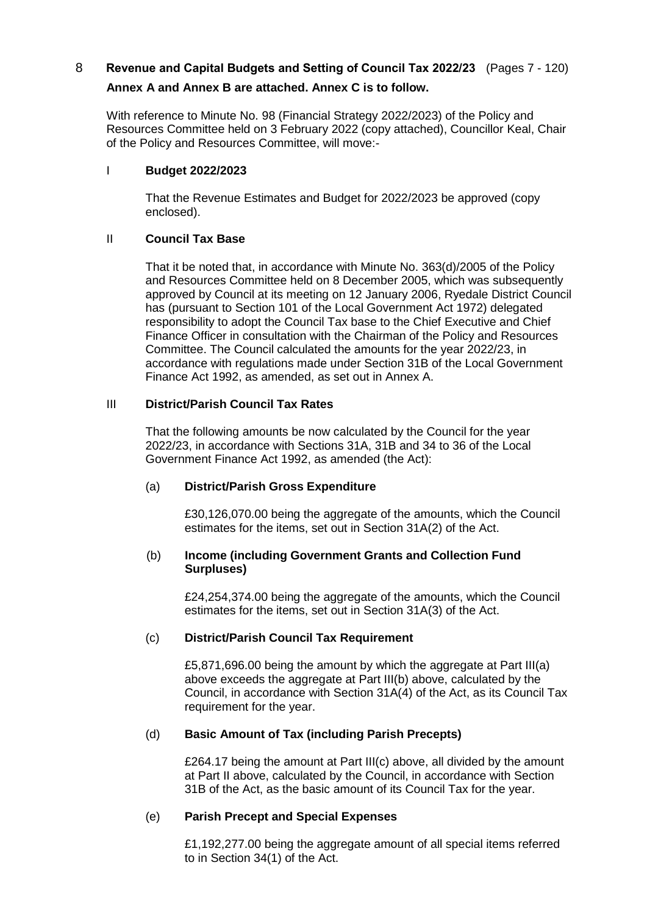## 8 **Revenue and Capital Budgets and Setting of Council Tax 2022/23** (Pages 7 - 120)

**Annex A and Annex B are attached. Annex C is to follow.**

With reference to Minute No. 98 (Financial Strategy 2022/2023) of the Policy and Resources Committee held on 3 February 2022 (copy attached), Councillor Keal, Chair of the Policy and Resources Committee, will move:-

### I **Budget 2022/2023**

That the Revenue Estimates and Budget for 2022/2023 be approved (copy enclosed).

### II **Council Tax Base**

That it be noted that, in accordance with Minute No. 363(d)/2005 of the Policy and Resources Committee held on 8 December 2005, which was subsequently approved by Council at its meeting on 12 January 2006, Ryedale District Council has (pursuant to Section 101 of the Local Government Act 1972) delegated responsibility to adopt the Council Tax base to the Chief Executive and Chief Finance Officer in consultation with the Chairman of the Policy and Resources Committee. The Council calculated the amounts for the year 2022/23, in accordance with regulations made under Section 31B of the Local Government Finance Act 1992, as amended, as set out in Annex A.

### III **District/Parish Council Tax Rates**

That the following amounts be now calculated by the Council for the year 2022/23, in accordance with Sections 31A, 31B and 34 to 36 of the Local Government Finance Act 1992, as amended (the Act):

(a) **District/Parish Gross Expenditure**

£30,126,070.00 being the aggregate of the amounts, which the Council estimates for the items, set out in Section 31A(2) of the Act.

(b) **Income (including Government Grants and Collection Fund Surpluses)**

£24,254,374.00 being the aggregate of the amounts, which the Council estimates for the items, set out in Section 31A(3) of the Act.

(c) **District/Parish Council Tax Requirement**

£5,871,696.00 being the amount by which the aggregate at Part III(a) above exceeds the aggregate at Part III(b) above, calculated by the Council, in accordance with Section 31A(4) of the Act, as its Council Tax requirement for the year.

(d) **Basic Amount of Tax (including Parish Precepts)**

£264.17 being the amount at Part III(c) above, all divided by the amount at Part II above, calculated by the Council, in accordance with Section 31B of the Act, as the basic amount of its Council Tax for the year.

(e) **Parish Precept and Special Expenses**

£1,192,277.00 being the aggregate amount of all special items referred to in Section 34(1) of the Act.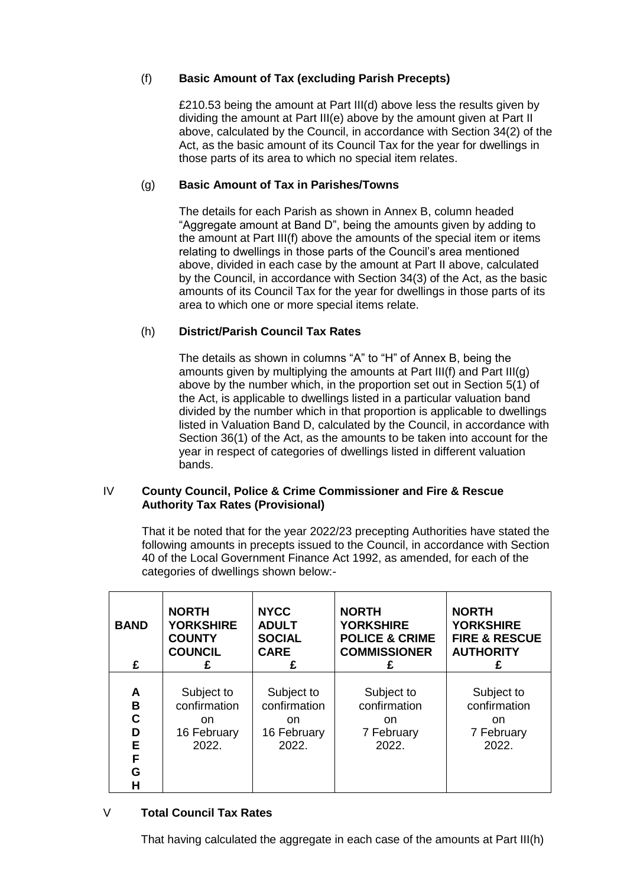(f) **Basic Amount of Tax (excluding Parish Precepts)**

£210.53 being the amount at Part III(d) above less the results given by dividing the amount at Part III(e) above by the amount given at Part II above, calculated by the Council, in accordance with Section 34(2) of the Act, as the basic amount of its Council Tax for the year for dwellings in those parts of its area to which no special item relates.

(g) **Basic Amount of Tax in Parishes/Towns**

The details for each Parish as shown in Annex B, column headed "Aggregate amount at Band D", being the amounts given by adding to the amount at Part III(f) above the amounts of the special item or items relating to dwellings in those parts of the Council's area mentioned above, divided in each case by the amount at Part II above, calculated by the Council, in accordance with Section 34(3) of the Act, as the basic amounts of its Council Tax for the year for dwellings in those parts of its area to which one or more special items relate.

(h) **District/Parish Council Tax Rates**

The details as shown in columns "A" to "H" of Annex B, being the amounts given by multiplying the amounts at Part III(f) and Part III(g) above by the number which, in the proportion set out in Section 5(1) of the Act, is applicable to dwellings listed in a particular valuation band divided by the number which in that proportion is applicable to dwellings listed in Valuation Band D, calculated by the Council, in accordance with Section 36(1) of the Act, as the amounts to be taken into account for the year in respect of categories of dwellings listed in different valuation bands.

IV **County Council, Police & Crime Commissioner and Fire & Rescue Authority Tax Rates (Provisional)**

That it be noted that for the year 2022/23 precepting Authorities have stated the following amounts in precepts issued to the Council, in accordance with Section 40 of the Local Government Finance Act 1992, as amended, for each of the categories of dwellings shown below:-

| **BAND** £ | **NORTH YORKSHIRE COUNTY COUNCIL** £ | **NYCC ADULT SOCIAL CARE** £ | **NORTH YORKSHIRE POLICE & CRIME COMMISSIONER** £ | **NORTH YORKSHIRE FIRE & RESCUE AUTHORITY** £ |
|---|---|---|---|---|
| **A B C D E F G H** | Subject to confirmation on 16 February 2022. | Subject to confirmation on 16 February 2022. | Subject to confirmation on 7 February 2022. | Subject to confirmation on 7 February 2022. |

V **Total Council Tax Rates**

That having calculated the aggregate in each case of the amounts at Part III(h)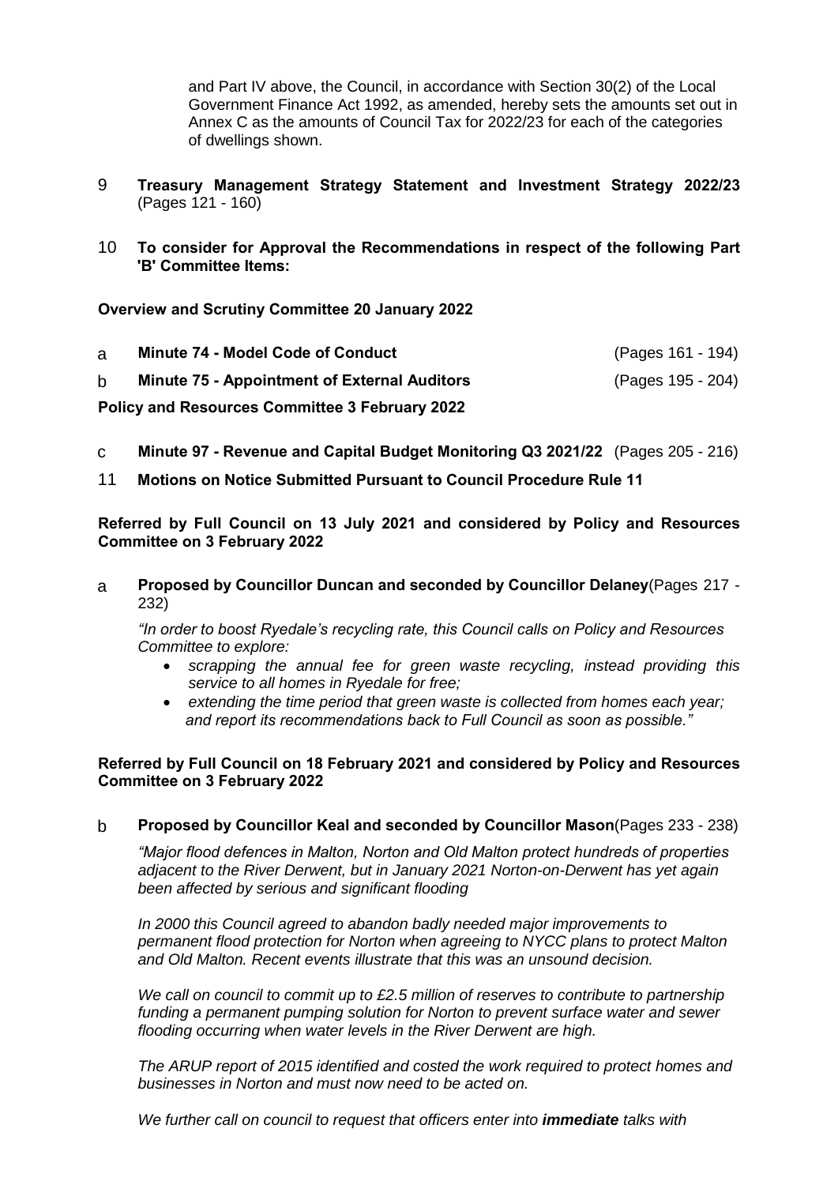and Part IV above, the Council, in accordance with Section 30(2) of the Local Government Finance Act 1992, as amended, hereby sets the amounts set out in Annex C as the amounts of Council Tax for 2022/23 for each of the categories of dwellings shown.

9 **Treasury Management Strategy Statement and Investment Strategy 2022/23** (Pages 121 - 160)

10 **To consider for Approval the Recommendations in respect of the following Part 'B' Committee Items:**

**Overview and Scrutiny Committee 20 January 2022**

a **Minute 74 - Model Code of Conduct** (Pages 161 - 194)

b **Minute 75 - Appointment of External Auditors** (Pages 195 - 204)

**Policy and Resources Committee 3 February 2022**

c **Minute 97 - Revenue and Capital Budget Monitoring Q3 2021/22** (Pages 205 - 216)

11 **Motions on Notice Submitted Pursuant to Council Procedure Rule 11**

**Referred by Full Council on 13 July 2021 and considered by Policy and Resources Committee on 3 February 2022**

a **Proposed by Councillor Duncan and seconded by Councillor Delaney**(Pages 217 - 232)

*"In order to boost Ryedale's recycling rate, this Council calls on Policy and Resources Committee to explore:*

- *scrapping the annual fee for green waste recycling, instead providing this service to all homes in Ryedale for free;*
- *extending the time period that green waste is collected from homes each year; and report its recommendations back to Full Council as soon as possible."*

**Referred by Full Council on 18 February 2021 and considered by Policy and Resources Committee on 3 February 2022**

b **Proposed by Councillor Keal and seconded by Councillor Mason**(Pages 233 - 238)

*"Major flood defences in Malton, Norton and Old Malton protect hundreds of properties adjacent to the River Derwent, but in January 2021 Norton-on-Derwent has yet again been affected by serious and significant flooding*

*In 2000 this Council agreed to abandon badly needed major improvements to permanent flood protection for Norton when agreeing to NYCC plans to protect Malton and Old Malton. Recent events illustrate that this was an unsound decision.*

*We call on council to commit up to £2.5 million of reserves to contribute to partnership funding a permanent pumping solution for Norton to prevent surface water and sewer flooding occurring when water levels in the River Derwent are high.*

*The ARUP report of 2015 identified and costed the work required to protect homes and businesses in Norton and must now need to be acted on.*

*We further call on council to request that officers enter into* ***immediate*** *talks with*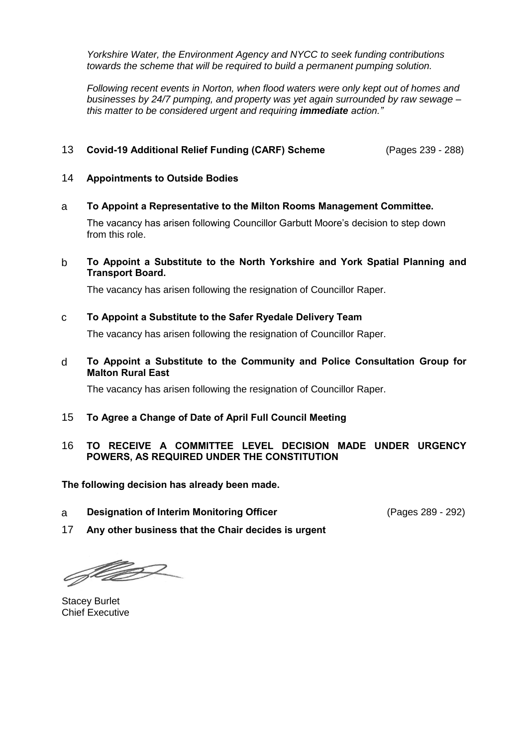*Yorkshire Water, the Environment Agency and NYCC to seek funding contributions towards the scheme that will be required to build a permanent pumping solution.*

*Following recent events in Norton, when flood waters were only kept out of homes and businesses by 24/7 pumping, and property was yet again surrounded by raw sewage – this matter to be considered urgent and requiring **immediate** action."*

13 **Covid-19 Additional Relief Funding (CARF) Scheme** (Pages 239 - 288)

14 **Appointments to Outside Bodies**

a **To Appoint a Representative to the Milton Rooms Management Committee.**

The vacancy has arisen following Councillor Garbutt Moore's decision to step down from this role.

b **To Appoint a Substitute to the North Yorkshire and York Spatial Planning and Transport Board.**

The vacancy has arisen following the resignation of Councillor Raper.

c **To Appoint a Substitute to the Safer Ryedale Delivery Team**

The vacancy has arisen following the resignation of Councillor Raper.

d **To Appoint a Substitute to the Community and Police Consultation Group for Malton Rural East**

The vacancy has arisen following the resignation of Councillor Raper.

15 **To Agree a Change of Date of April Full Council Meeting**

16 **TO RECEIVE A COMMITTEE LEVEL DECISION MADE UNDER URGENCY POWERS, AS REQUIRED UNDER THE CONSTITUTION**

**The following decision has already been made.**

a **Designation of Interim Monitoring Officer** (Pages 289 - 292)

17 **Any other business that the Chair decides is urgent**

Stacey Burlet
Chief Executive